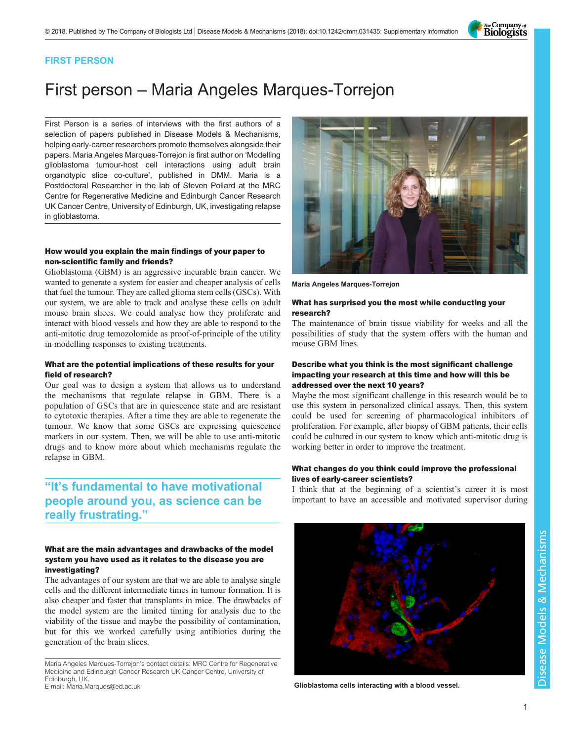FIRST PERSON

# First person – Maria Angeles Marques-Torrejon

First Person is a series of interviews with the first authors of a selection of papers published in Disease Models & Mechanisms, helping early-career researchers promote themselves alongside their papers. Maria Angeles Marques-Torrejon is first author on 'Modelling glioblastoma tumour-host cell interactions using adult brain organotypic slice co-culture', published in DMM. Maria is a Postdoctoral Researcher in the lab of Steven Pollard at the MRC Centre for Regenerative Medicine and Edinburgh Cancer Research UK Cancer Centre, University of Edinburgh, UK, investigating relapse in glioblastoma.

Maria Angeles Marques-Torrejon

### How would you explain the main findings of your paper to non-scientific family and friends?

Glioblastoma (GBM) is an aggressive incurable brain cancer. We wanted to generate a system for easier and cheaper analysis of cells that fuel the tumour. They are called glioma stem cells (GSCs). With our system, we are able to track and analyse these cells on adult mouse brain slices. We could analyse how they proliferate and interact with blood vessels and how they are able to respond to the anti-mitotic drug temozolomide as proof-of-principle of the utility in modelling responses to existing treatments.

### What are the potential implications of these results for your field of research?

Our goal was to design a system that allows us to understand the mechanisms that regulate relapse in GBM. There is a population of GSCs that are in quiescence state and are resistant to cytotoxic therapies. After a time they are able to regenerate the tumour. We know that some GSCs are expressing quiescence markers in our system. Then, we will be able to use anti-mitotic drugs and to know more about which mechanisms regulate the relapse in GBM.

> "It's fundamental to have motivational people around you, as science can be really frustrating."

### What are the main advantages and drawbacks of the model system you have used as it relates to the disease you are investigating?

The advantages of our system are that we are able to analyse single cells and the different intermediate times in tumour formation. It is also cheaper and faster that transplants in mice. The drawbacks of the model system are the limited timing for analysis due to the viability of the tissue and maybe the possibility of contamination, but for this we worked carefully using antibiotics during the generation of the brain slices.

Maria Angeles Marques-Torrejon's contact details: MRC Centre for Regenerative Medicine and Edinburgh Cancer Research UK Cancer Centre, University of Edinburgh, UK.
E-mail: Maria.Marques@ed.ac.uk

### What has surprised you the most while conducting your research?

The maintenance of brain tissue viability for weeks and all the possibilities of study that the system offers with the human and mouse GBM lines.

### Describe what you think is the most significant challenge impacting your research at this time and how will this be addressed over the next 10 years?

Maybe the most significant challenge in this research would be to use this system in personalized clinical assays. Then, this system could be used for screening of pharmacological inhibitors of proliferation. For example, after biopsy of GBM patients, their cells could be cultured in our system to know which anti-mitotic drug is working better in order to improve the treatment.

### What changes do you think could improve the professional lives of early-career scientists?

I think that at the beginning of a scientist's career it is most important to have an accessible and motivated supervisor during

Glioblastoma cells interacting with a blood vessel.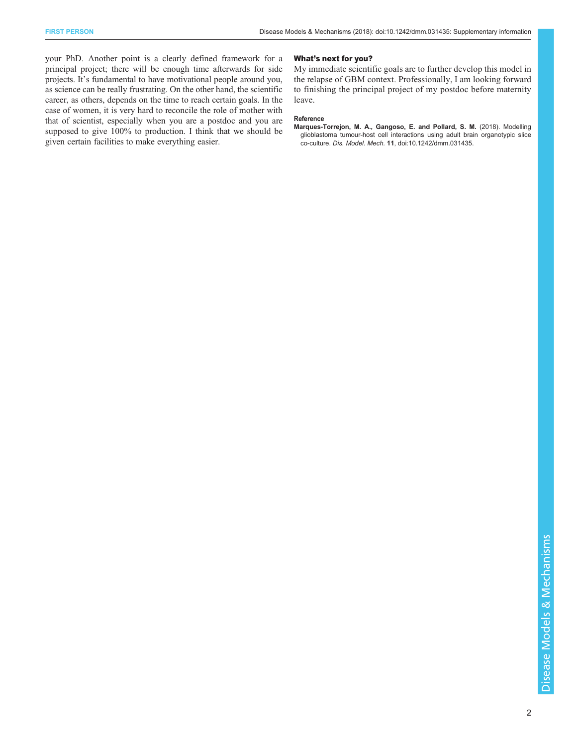your PhD. Another point is a clearly defined framework for a principal project; there will be enough time afterwards for side projects. It's fundamental to have motivational people around you, as science can be really frustrating. On the other hand, the scientific career, as others, depends on the time to reach certain goals. In the case of women, it is very hard to reconcile the role of mother with that of scientist, especially when you are a postdoc and you are supposed to give 100% to production. I think that we should be given certain facilities to make everything easier.

## What's next for you?

My immediate scientific goals are to further develop this model in the relapse of GBM context. Professionally, I am looking forward to finishing the principal project of my postdoc before maternity leave.

### Reference

**Marques-Torrejon, M. A., Gangoso, E. and Pollard, S. M.** (2018). Modelling glioblastoma tumour-host cell interactions using adult brain organotypic slice co-culture. *Dis. Model. Mech.* **11**, doi:10.1242/dmm.031435.